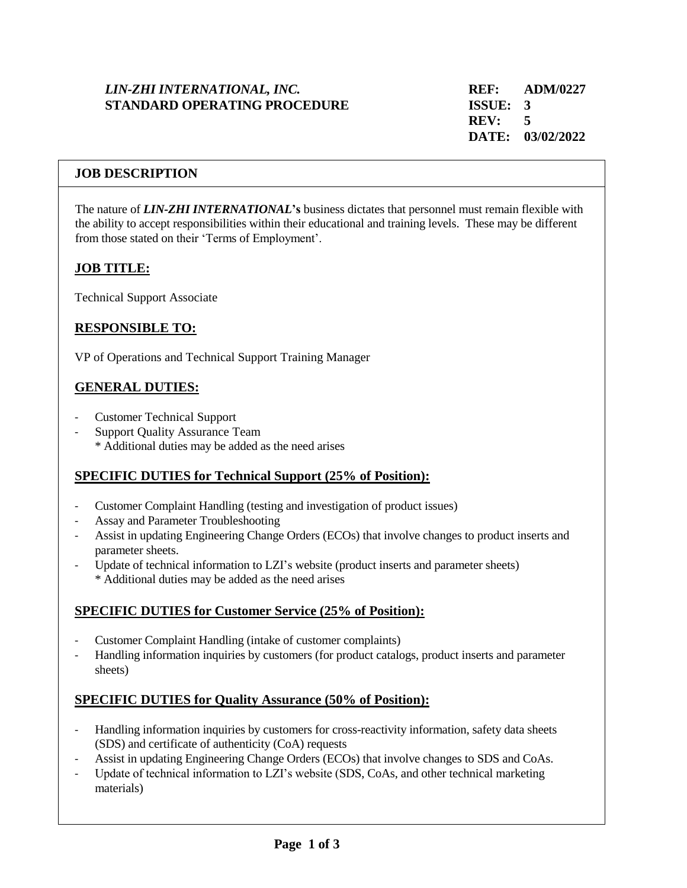*LIN-ZHI INTERNATIONAL, INC.*
**STANDARD OPERATING PROCEDURE**

| | |
|---|---|
| **REF:** | **ADM/0227** |
| **ISSUE:** | **3** |
| **REV:** | **5** |
| **DATE:** | **03/02/2022** |

## JOB DESCRIPTION

The nature of ***LIN-ZHI INTERNATIONAL*****'s** business dictates that personnel must remain flexible with the ability to accept responsibilities within their educational and training levels. These may be different from those stated on their 'Terms of Employment'.

### JOB TITLE:

Technical Support Associate

### RESPONSIBLE TO:

VP of Operations and Technical Support Training Manager

### GENERAL DUTIES:

- Customer Technical Support
- Support Quality Assurance Team
  * Additional duties may be added as the need arises

### SPECIFIC DUTIES for Technical Support (25% of Position):

- Customer Complaint Handling (testing and investigation of product issues)
- Assay and Parameter Troubleshooting
- Assist in updating Engineering Change Orders (ECOs) that involve changes to product inserts and parameter sheets.
- Update of technical information to LZI's website (product inserts and parameter sheets)
  * Additional duties may be added as the need arises

### SPECIFIC DUTIES for Customer Service (25% of Position):

- Customer Complaint Handling (intake of customer complaints)
- Handling information inquiries by customers (for product catalogs, product inserts and parameter sheets)

### SPECIFIC DUTIES for Quality Assurance (50% of Position):

- Handling information inquiries by customers for cross-reactivity information, safety data sheets (SDS) and certificate of authenticity (CoA) requests
- Assist in updating Engineering Change Orders (ECOs) that involve changes to SDS and CoAs.
- Update of technical information to LZI's website (SDS, CoAs, and other technical marketing materials)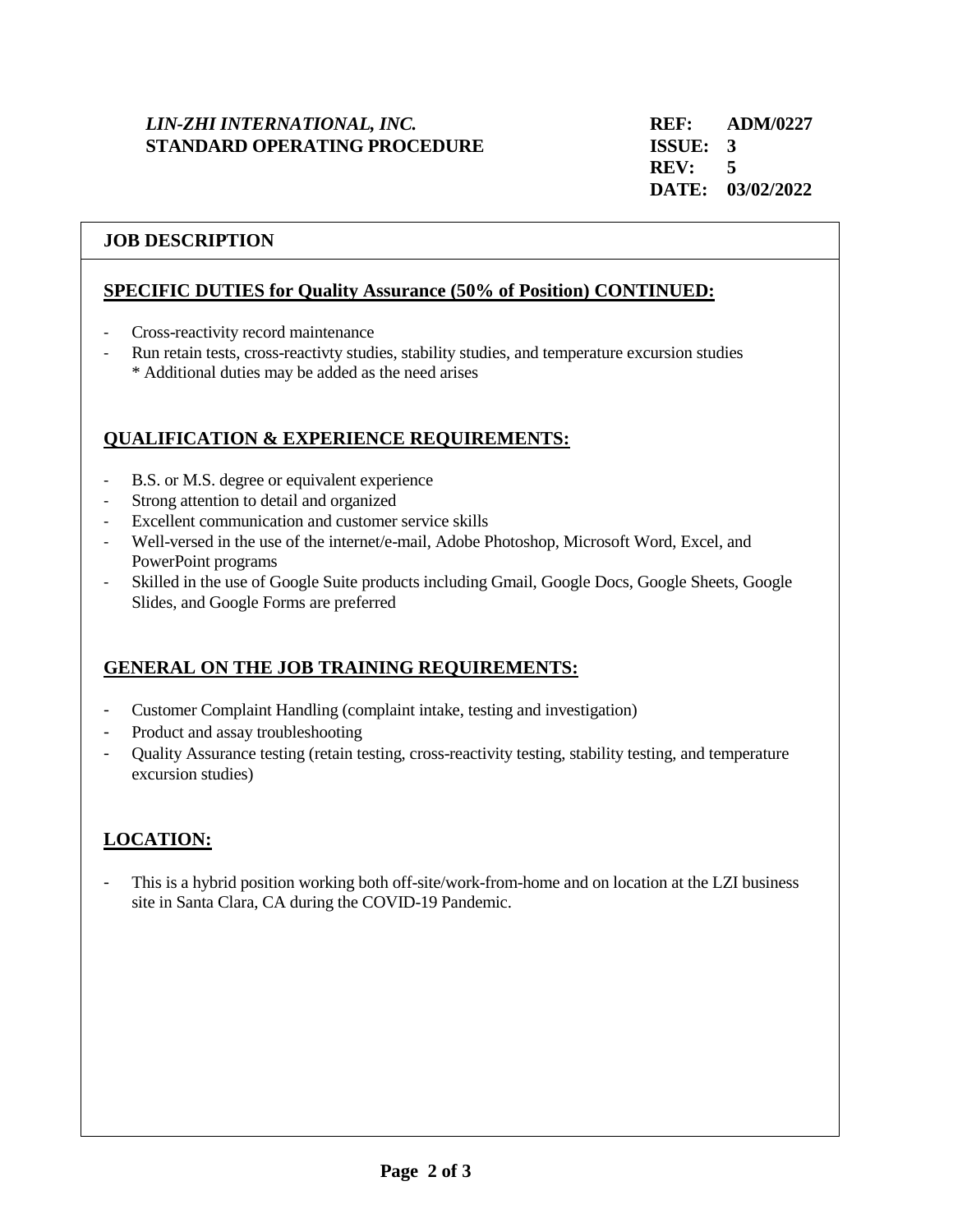## JOB DESCRIPTION

### SPECIFIC DUTIES for Quality Assurance (50% of Position) CONTINUED:

- Cross-reactivity record maintenance
- Run retain tests, cross-reactivty studies, stability studies, and temperature excursion studies
  * Additional duties may be added as the need arises

### QUALIFICATION & EXPERIENCE REQUIREMENTS:

- B.S. or M.S. degree or equivalent experience
- Strong attention to detail and organized
- Excellent communication and customer service skills
- Well-versed in the use of the internet/e-mail, Adobe Photoshop, Microsoft Word, Excel, and PowerPoint programs
- Skilled in the use of Google Suite products including Gmail, Google Docs, Google Sheets, Google Slides, and Google Forms are preferred

### GENERAL ON THE JOB TRAINING REQUIREMENTS:

- Customer Complaint Handling (complaint intake, testing and investigation)
- Product and assay troubleshooting
- Quality Assurance testing (retain testing, cross-reactivity testing, stability testing, and temperature excursion studies)

### LOCATION:

- This is a hybrid position working both off-site/work-from-home and on location at the LZI business site in Santa Clara, CA during the COVID-19 Pandemic.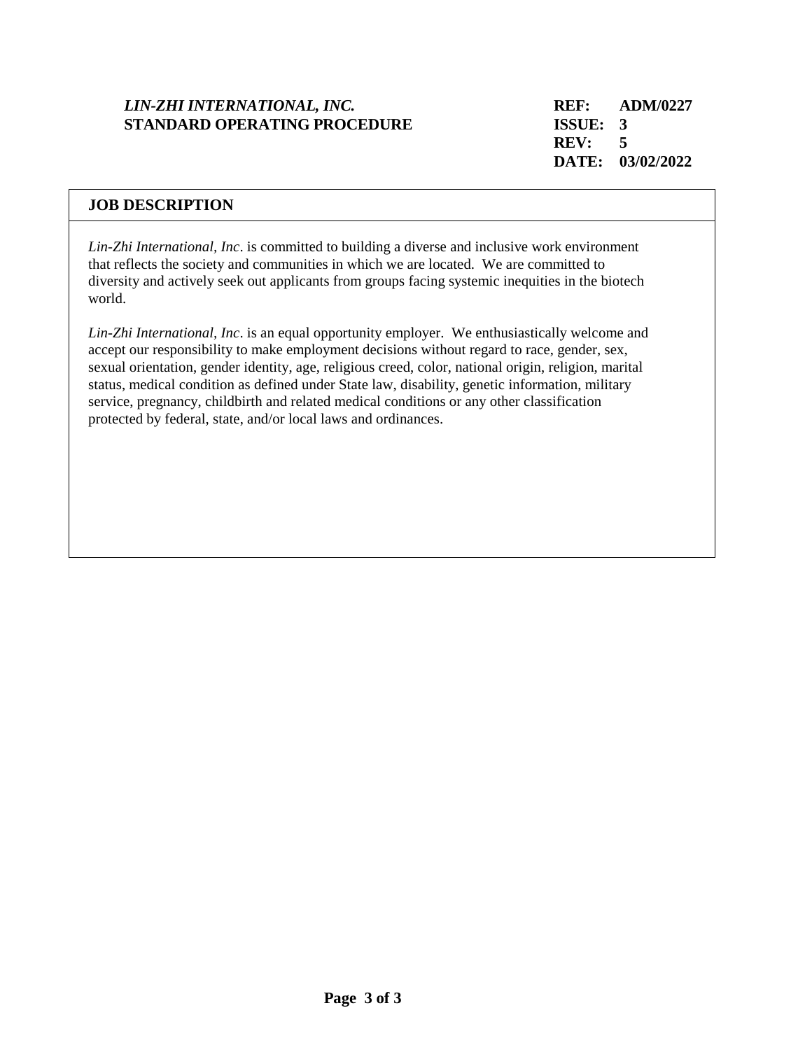## JOB DESCRIPTION

*Lin-Zhi International, Inc*. is committed to building a diverse and inclusive work environment that reflects the society and communities in which we are located. We are committed to diversity and actively seek out applicants from groups facing systemic inequities in the biotech world.

*Lin-Zhi International, Inc*. is an equal opportunity employer. We enthusiastically welcome and accept our responsibility to make employment decisions without regard to race, gender, sex, sexual orientation, gender identity, age, religious creed, color, national origin, religion, marital status, medical condition as defined under State law, disability, genetic information, military service, pregnancy, childbirth and related medical conditions or any other classification protected by federal, state, and/or local laws and ordinances.